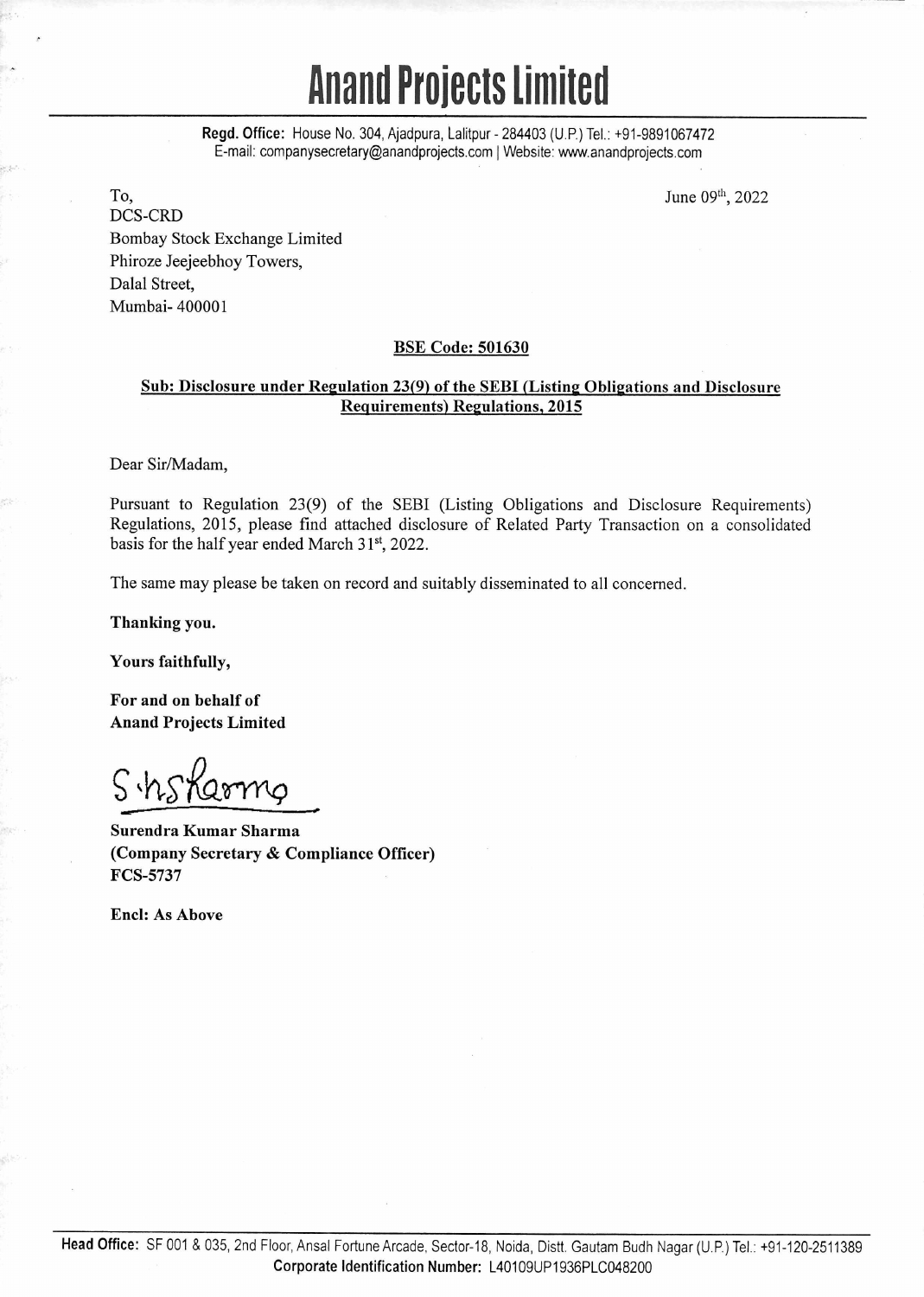# Anand Projects Limited

**Regd. Office:** House No. 304, Ajadpura, Lalitpur - 284403 (U.P.) Tel.: +91-9891067472
E-mail: companysecretary@anandprojects.com | Website: www.anandprojects.com

To,
DCS-CRD
Bombay Stock Exchange Limited
Phiroze Jeejeebhoy Towers,
Dalal Street,
Mumbai- 400001

June 09th, 2022

**BSE Code: 501630**

**Sub: Disclosure under Regulation 23(9) of the SEBI (Listing Obligations and Disclosure Requirements) Regulations, 2015**

Dear Sir/Madam,

Pursuant to Regulation 23(9) of the SEBI (Listing Obligations and Disclosure Requirements) Regulations, 2015, please find attached disclosure of Related Party Transaction on a consolidated basis for the half year ended March 31st, 2022.

The same may please be taken on record and suitably disseminated to all concerned.

**Thanking you.**

**Yours faithfully,**

**For and on behalf of**
**Anand Projects Limited**

S.h.Sharma

**Surendra Kumar Sharma**
**(Company Secretary & Compliance Officer)**
**FCS-5737**

**Encl: As Above**

**Head Office:** SF 001 & 035, 2nd Floor, Ansal Fortune Arcade, Sector-18, Noida, Distt. Gautam Budh Nagar (U.P.) Tel.: +91-120-2511389
**Corporate Identification Number:** L40109UP1936PLC048200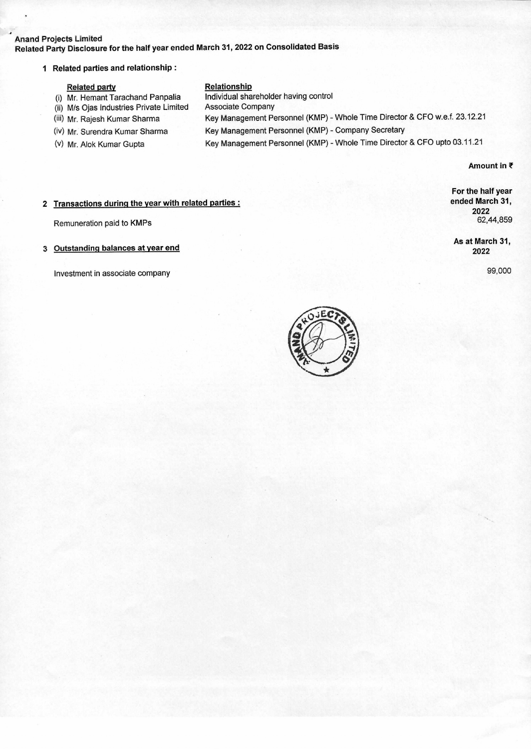**Anand Projects Limited**

**Related Party Disclosure for the half year ended March 31, 2022 on Consolidated Basis**

**1 Related parties and relationship :**

| Related party | Relationship |
|---|---|
| (i) Mr. Hemant Tarachand Panpalia | Individual shareholder having control |
| (ii) M/s Ojas Industries Private Limited | Associate Company |
| (iii) Mr. Rajesh Kumar Sharma | Key Management Personnel (KMP) - Whole Time Director & CFO w.e.f. 23.12.21 |
| (iv) Mr. Surendra Kumar Sharma | Key Management Personnel (KMP) - Company Secretary |
| (v) Mr. Alok Kumar Gupta | Key Management Personnel (KMP) - Whole Time Director & CFO upto 03.11.21 |

**Amount in ₹**

| | For the half year ended March 31, 2022 |
|---|---|
| **2 Transactions during the year with related parties :** | |
| Remuneration paid to KMPs | 62,44,859 |

| | As at March 31, 2022 |
|---|---|
| **3 Outstanding balances at year end** | |
| Investment in associate company | 99,000 |